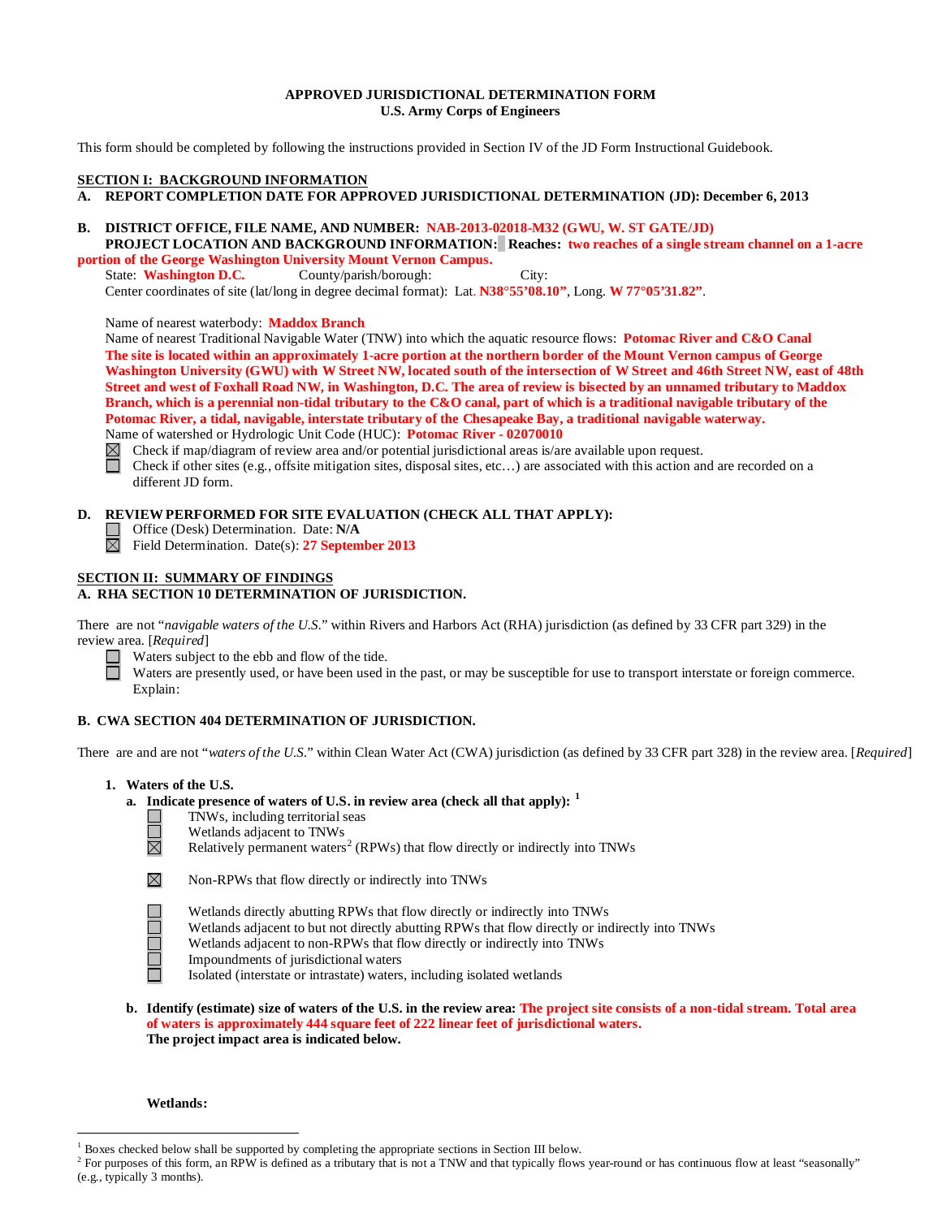**APPROVED JURISDICTIONAL DETERMINATION FORM**
**U.S. Army Corps of Engineers**

This form should be completed by following the instructions provided in Section IV of the JD Form Instructional Guidebook.

## SECTION I: BACKGROUND INFORMATION

**A. REPORT COMPLETION DATE FOR APPROVED JURISDICTIONAL DETERMINATION (JD): December 6, 2013**

**B. DISTRICT OFFICE, FILE NAME, AND NUMBER: NAB-2013-02018-M32 (GWU, W. ST GATE/JD)**

**PROJECT LOCATION AND BACKGROUND INFORMATION: Reaches: two reaches of a single stream channel on a 1-acre portion of the George Washington University Mount Vernon Campus.**

State: **Washington D.C.** County/parish/borough: City:

Center coordinates of site (lat/long in degree decimal format): Lat. **N38°55'08.10"**, Long. **W 77°05'31.82"**.

Name of nearest waterbody: **Maddox Branch**

Name of nearest Traditional Navigable Water (TNW) into which the aquatic resource flows: **Potomac River and C&O Canal**

**The site is located within an approximately 1-acre portion at the northern border of the Mount Vernon campus of George Washington University (GWU) with W Street NW, located south of the intersection of W Street and 46th Street NW, east of 48th Street and west of Foxhall Road NW, in Washington, D.C. The area of review is bisected by an unnamed tributary to Maddox Branch, which is a perennial non-tidal tributary to the C&O canal, part of which is a traditional navigable tributary of the Potomac River, a tidal, navigable, interstate tributary of the Chesapeake Bay, a traditional navigable waterway.**

Name of watershed or Hydrologic Unit Code (HUC): **Potomac River - 02070010**

- ☒ Check if map/diagram of review area and/or potential jurisdictional areas is/are available upon request.
- ☐ Check if other sites (e.g., offsite mitigation sites, disposal sites, etc…) are associated with this action and are recorded on a different JD form.

**D. REVIEW PERFORMED FOR SITE EVALUATION (CHECK ALL THAT APPLY):**

- ☐ Office (Desk) Determination. Date: **N/A**
- ☒ Field Determination. Date(s): **27 September 2013**

## SECTION II: SUMMARY OF FINDINGS

**A. RHA SECTION 10 DETERMINATION OF JURISDICTION.**

There are not "*navigable waters of the U.S.*" within Rivers and Harbors Act (RHA) jurisdiction (as defined by 33 CFR part 329) in the review area. [*Required*]

- ☐ Waters subject to the ebb and flow of the tide.
- ☐ Waters are presently used, or have been used in the past, or may be susceptible for use to transport interstate or foreign commerce. Explain:

**B. CWA SECTION 404 DETERMINATION OF JURISDICTION.**

There are and are not "*waters of the U.S.*" within Clean Water Act (CWA) jurisdiction (as defined by 33 CFR part 328) in the review area. [*Required*]

**1. Waters of the U.S.**

**a. Indicate presence of waters of U.S. in review area (check all that apply):** [1]

- ☐ TNWs, including territorial seas
- ☐ Wetlands adjacent to TNWs
- ☒ Relatively permanent waters[2] (RPWs) that flow directly or indirectly into TNWs
- ☒ Non-RPWs that flow directly or indirectly into TNWs
- ☐ Wetlands directly abutting RPWs that flow directly or indirectly into TNWs
- ☐ Wetlands adjacent to but not directly abutting RPWs that flow directly or indirectly into TNWs
- ☐ Wetlands adjacent to non-RPWs that flow directly or indirectly into TNWs
- ☐ Impoundments of jurisdictional waters
- ☐ Isolated (interstate or intrastate) waters, including isolated wetlands

**b. Identify (estimate) size of waters of the U.S. in the review area: The project site consists of a non-tidal stream. Total area of waters is approximately 444 square feet of 222 linear feet of jurisdictional waters. The project impact area is indicated below.**

**Wetlands:**

---

[1] Boxes checked below shall be supported by completing the appropriate sections in Section III below.

[2] For purposes of this form, an RPW is defined as a tributary that is not a TNW and that typically flows year-round or has continuous flow at least "seasonally" (e.g., typically 3 months).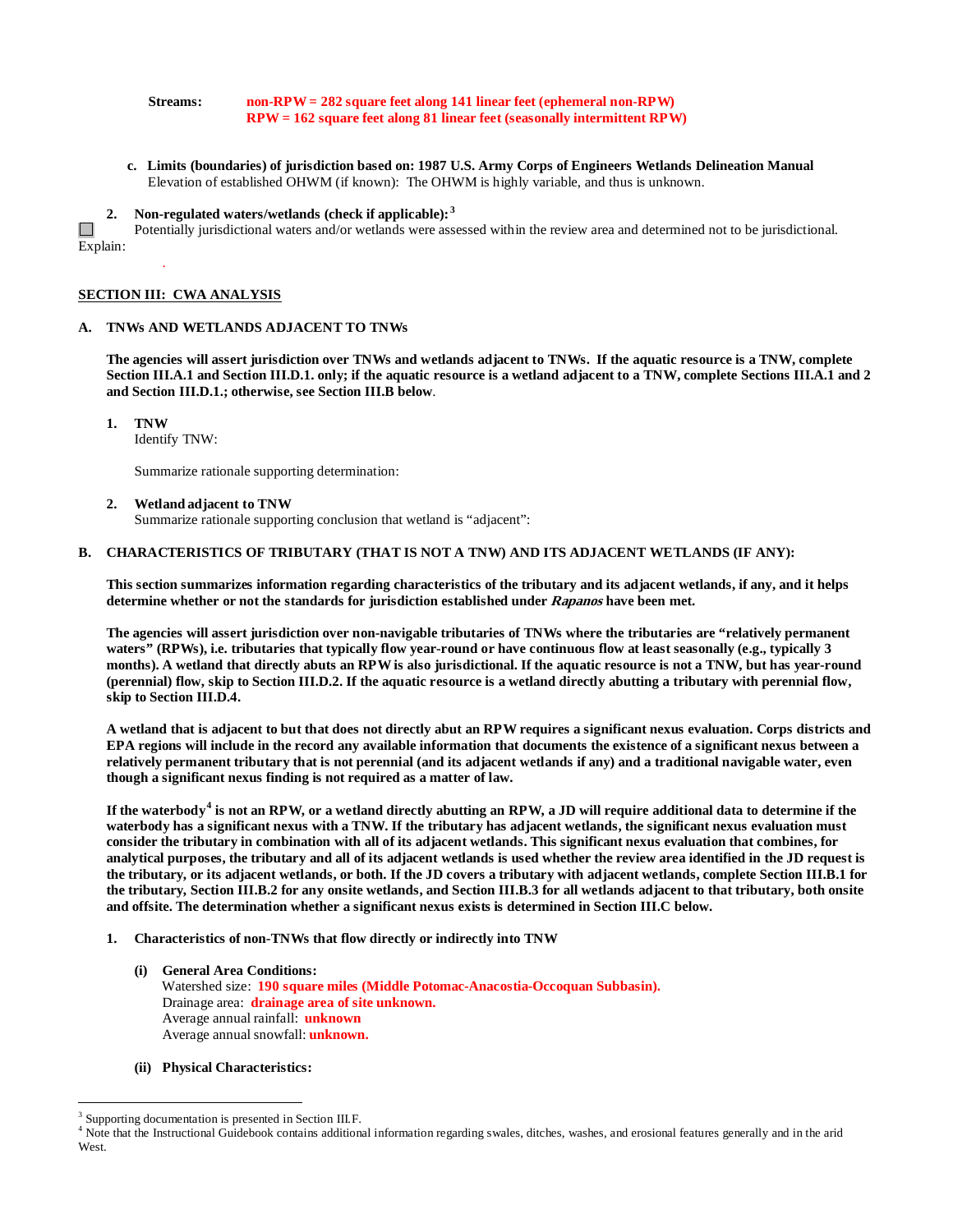**Streams:** **non-RPW = 282 square feet along 141 linear feet (ephemeral non-RPW)**
**RPW = 162 square feet along 81 linear feet (seasonally intermittent RPW)**

**c. Limits (boundaries) of jurisdiction based on: 1987 U.S. Army Corps of Engineers Wetlands Delineation Manual**
Elevation of established OHWM (if known): The OHWM is highly variable, and thus is unknown.

**2. Non-regulated waters/wetlands (check if applicable):**[3]

☐ Potentially jurisdictional waters and/or wetlands were assessed within the review area and determined not to be jurisdictional. Explain:

.

**SECTION III: CWA ANALYSIS**

**A. TNWs AND WETLANDS ADJACENT TO TNWs**

**The agencies will assert jurisdiction over TNWs and wetlands adjacent to TNWs. If the aquatic resource is a TNW, complete Section III.A.1 and Section III.D.1. only; if the aquatic resource is a wetland adjacent to a TNW, complete Sections III.A.1 and 2 and Section III.D.1.; otherwise, see Section III.B below.**

**1. TNW**
Identify TNW:

Summarize rationale supporting determination:

**2. Wetland adjacent to TNW**
Summarize rationale supporting conclusion that wetland is "adjacent":

**B. CHARACTERISTICS OF TRIBUTARY (THAT IS NOT A TNW) AND ITS ADJACENT WETLANDS (IF ANY):**

**This section summarizes information regarding characteristics of the tributary and its adjacent wetlands, if any, and it helps determine whether or not the standards for jurisdiction established under *Rapanos* have been met.**

**The agencies will assert jurisdiction over non-navigable tributaries of TNWs where the tributaries are "relatively permanent waters" (RPWs), i.e. tributaries that typically flow year-round or have continuous flow at least seasonally (e.g., typically 3 months). A wetland that directly abuts an RPW is also jurisdictional. If the aquatic resource is not a TNW, but has year-round (perennial) flow, skip to Section III.D.2. If the aquatic resource is a wetland directly abutting a tributary with perennial flow, skip to Section III.D.4.**

**A wetland that is adjacent to but that does not directly abut an RPW requires a significant nexus evaluation. Corps districts and EPA regions will include in the record any available information that documents the existence of a significant nexus between a relatively permanent tributary that is not perennial (and its adjacent wetlands if any) and a traditional navigable water, even though a significant nexus finding is not required as a matter of law.**

**If the waterbody[4] is not an RPW, or a wetland directly abutting an RPW, a JD will require additional data to determine if the waterbody has a significant nexus with a TNW. If the tributary has adjacent wetlands, the significant nexus evaluation must consider the tributary in combination with all of its adjacent wetlands. This significant nexus evaluation that combines, for analytical purposes, the tributary and all of its adjacent wetlands is used whether the review area identified in the JD request is the tributary, or its adjacent wetlands, or both. If the JD covers a tributary with adjacent wetlands, complete Section III.B.1 for the tributary, Section III.B.2 for any onsite wetlands, and Section III.B.3 for all wetlands adjacent to that tributary, both onsite and offsite. The determination whether a significant nexus exists is determined in Section III.C below.**

**1. Characteristics of non-TNWs that flow directly or indirectly into TNW**

**(i) General Area Conditions:**
Watershed size: **190 square miles (Middle Potomac-Anacostia-Occoquan Subbasin).**
Drainage area: **drainage area of site unknown.**
Average annual rainfall: **unknown**
Average annual snowfall: **unknown.**

**(ii) Physical Characteristics:**

---

[3] Supporting documentation is presented in Section III.F.
[4] Note that the Instructional Guidebook contains additional information regarding swales, ditches, washes, and erosional features generally and in the arid West.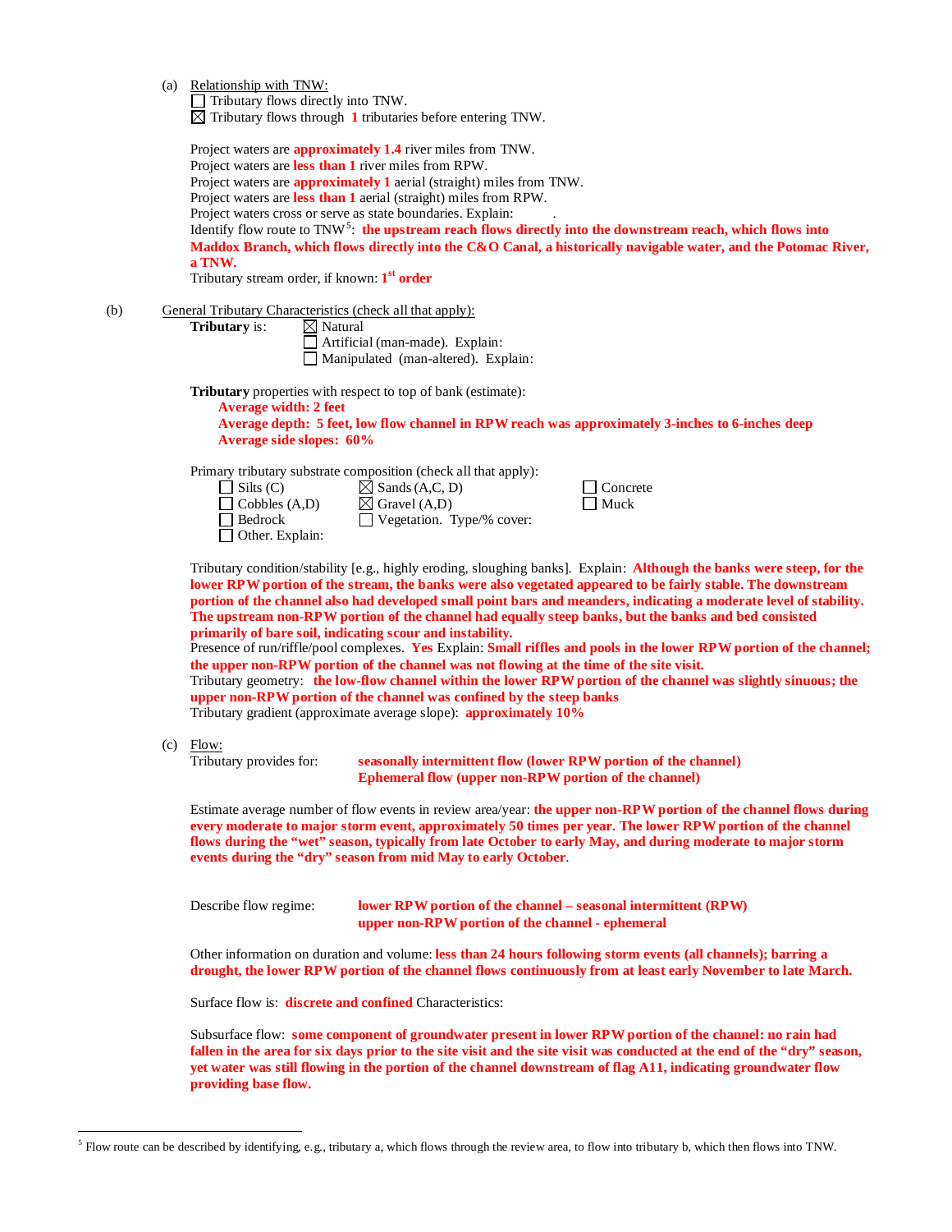(a) Relationship with TNW:

☐ Tributary flows directly into TNW.
☒ Tributary flows through **1** tributaries before entering TNW.

Project waters are **approximately 1.4** river miles from TNW.
Project waters are **less than 1** river miles from RPW.
Project waters are **approximately 1** aerial (straight) miles from TNW.
Project waters are **less than 1** aerial (straight) miles from RPW.
Project waters cross or serve as state boundaries. Explain: .
Identify flow route to TNW[5]: **the upstream reach flows directly into the downstream reach, which flows into Maddox Branch, which flows directly into the C&O Canal, a historically navigable water, and the Potomac River, a TNW.**
Tributary stream order, if known: **1st order**

(b) General Tributary Characteristics (check all that apply):

**Tributary** is:
☒ Natural
☐ Artificial (man-made). Explain:
☐ Manipulated (man-altered). Explain:

**Tributary** properties with respect to top of bank (estimate):

**Average width: 2 feet**
**Average depth: 5 feet, low flow channel in RPW reach was approximately 3-inches to 6-inches deep**
**Average side slopes: 60%**

Primary tributary substrate composition (check all that apply):

| | | |
|---|---|---|
| ☐ Silts (C) | ☒ Sands (A,C, D) | ☐ Concrete |
| ☐ Cobbles (A,D) | ☒ Gravel (A,D) | ☐ Muck |
| ☐ Bedrock | ☐ Vegetation. Type/% cover: | |
| ☐ Other. Explain: | | |

Tributary condition/stability [e.g., highly eroding, sloughing banks]. Explain: **Although the banks were steep, for the lower RPW portion of the stream, the banks were also vegetated appeared to be fairly stable. The downstream portion of the channel also had developed small point bars and meanders, indicating a moderate level of stability. The upstream non-RPW portion of the channel had equally steep banks, but the banks and bed consisted primarily of bare soil, indicating scour and instability.**
Presence of run/riffle/pool complexes. **Yes** Explain: **Small riffles and pools in the lower RPW portion of the channel; the upper non-RPW portion of the channel was not flowing at the time of the site visit.**
Tributary geometry: **the low-flow channel within the lower RPW portion of the channel was slightly sinuous; the upper non-RPW portion of the channel was confined by the steep banks**
Tributary gradient (approximate average slope): **approximately 10%**

(c) Flow:

Tributary provides for: **seasonally intermittent flow (lower RPW portion of the channel)**
**Ephemeral flow (upper non-RPW portion of the channel)**

Estimate average number of flow events in review area/year: **the upper non-RPW portion of the channel flows during every moderate to major storm event, approximately 50 times per year. The lower RPW portion of the channel flows during the "wet" season, typically from late October to early May, and during moderate to major storm events during the "dry" season from mid May to early October**.

Describe flow regime: **lower RPW portion of the channel – seasonal intermittent (RPW)**
**upper non-RPW portion of the channel - ephemeral**

Other information on duration and volume: **less than 24 hours following storm events (all channels); barring a drought, the lower RPW portion of the channel flows continuously from at least early November to late March.**

Surface flow is: **discrete and confined** Characteristics:

Subsurface flow: **some component of groundwater present in lower RPW portion of the channel: no rain had fallen in the area for six days prior to the site visit and the site visit was conducted at the end of the "dry" season, yet water was still flowing in the portion of the channel downstream of flag A11, indicating groundwater flow providing base flow.**

---

[5] Flow route can be described by identifying, e.g., tributary a, which flows through the review area, to flow into tributary b, which then flows into TNW.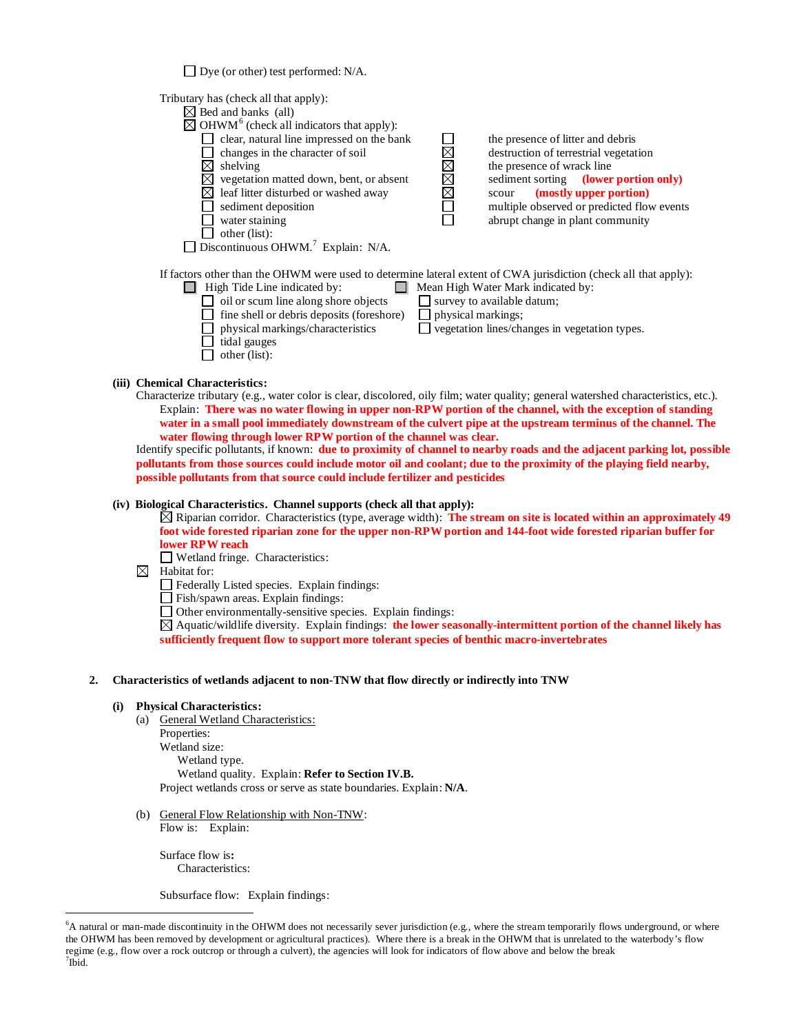☐ Dye (or other) test performed: N/A.

Tributary has (check all that apply):

☒ Bed and banks (all)

☒ OHWM[6] (check all indicators that apply):

- ☐ clear, natural line impressed on the bank
- ☐ changes in the character of soil
- ☒ shelving
- ☒ vegetation matted down, bent, or absent
- ☒ leaf litter disturbed or washed away
- ☐ sediment deposition
- ☐ water staining
- ☐ other (list):
- ☐ the presence of litter and debris
- ☒ destruction of terrestrial vegetation
- ☒ the presence of wrack line
- ☒ sediment sorting **(lower portion only)**
- ☒ scour **(mostly upper portion)**
- ☐ multiple observed or predicted flow events
- ☐ abrupt change in plant community

☐ Discontinuous OHWM.[7] Explain: N/A.

If factors other than the OHWM were used to determine lateral extent of CWA jurisdiction (check all that apply):

☐ High Tide Line indicated by:

- ☐ oil or scum line along shore objects
- ☐ fine shell or debris deposits (foreshore)
- ☐ physical markings/characteristics
- ☐ tidal gauges
- ☐ other (list):

☐ Mean High Water Mark indicated by:

- ☐ survey to available datum;
- ☐ physical markings;
- ☐ vegetation lines/changes in vegetation types.

**(iii) Chemical Characteristics:**

Characterize tributary (e.g., water color is clear, discolored, oily film; water quality; general watershed characteristics, etc.).

Explain: **There was no water flowing in upper non-RPW portion of the channel, with the exception of standing water in a small pool immediately downstream of the culvert pipe at the upstream terminus of the channel. The water flowing through lower RPW portion of the channel was clear.**

Identify specific pollutants, if known: **due to proximity of channel to nearby roads and the adjacent parking lot, possible pollutants from those sources could include motor oil and coolant; due to the proximity of the playing field nearby, possible pollutants from that source could include fertilizer and pesticides**

**(iv) Biological Characteristics. Channel supports (check all that apply):**

☒ Riparian corridor. Characteristics (type, average width): **The stream on site is located within an approximately 49 foot wide forested riparian zone for the upper non-RPW portion and 144-foot wide forested riparian buffer for lower RPW reach**

☐ Wetland fringe. Characteristics:

☒ Habitat for:

- ☐ Federally Listed species. Explain findings:
- ☐ Fish/spawn areas. Explain findings:
- ☐ Other environmentally-sensitive species. Explain findings:
- ☒ Aquatic/wildlife diversity. Explain findings: **the lower seasonally-intermittent portion of the channel likely has sufficiently frequent flow to support more tolerant species of benthic macro-invertebrates**

**2. Characteristics of wetlands adjacent to non-TNW that flow directly or indirectly into TNW**

**(i) Physical Characteristics:**

(a) General Wetland Characteristics:

Properties:

Wetland size:

Wetland type.

Wetland quality. Explain: **Refer to Section IV.B.**

Project wetlands cross or serve as state boundaries. Explain: **N/A**.

(b) General Flow Relationship with Non-TNW:

Flow is: Explain:

Surface flow is**:**

Characteristics:

Subsurface flow: Explain findings:

---

[6] A natural or man-made discontinuity in the OHWM does not necessarily sever jurisdiction (e.g., where the stream temporarily flows underground, or where the OHWM has been removed by development or agricultural practices). Where there is a break in the OHWM that is unrelated to the waterbody's flow regime (e.g., flow over a rock outcrop or through a culvert), the agencies will look for indicators of flow above and below the break

[7] Ibid.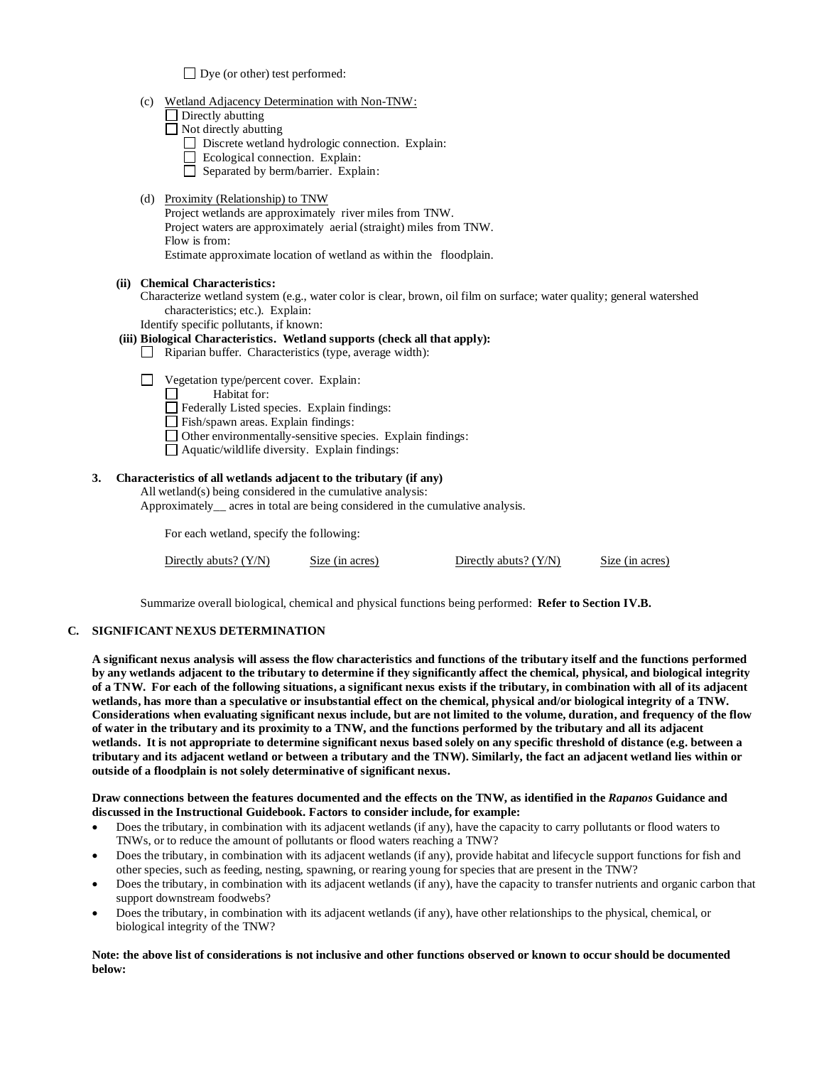☐ Dye (or other) test performed:

(c) Wetland Adjacency Determination with Non-TNW:

☐ Directly abutting

☐ Not directly abutting

☐ Discrete wetland hydrologic connection. Explain:

☐ Ecological connection. Explain:

☐ Separated by berm/barrier. Explain:

(d) Proximity (Relationship) to TNW

Project wetlands are approximately river miles from TNW.

Project waters are approximately aerial (straight) miles from TNW.

Flow is from:

Estimate approximate location of wetland as within the floodplain.

**(ii) Chemical Characteristics:**

Characterize wetland system (e.g., water color is clear, brown, oil film on surface; water quality; general watershed characteristics; etc.). Explain:

Identify specific pollutants, if known:

**(iii) Biological Characteristics. Wetland supports (check all that apply):**

☐ Riparian buffer. Characteristics (type, average width):

☐ Vegetation type/percent cover. Explain:

☐ Habitat for:

☐ Federally Listed species. Explain findings:

☐ Fish/spawn areas. Explain findings:

☐ Other environmentally-sensitive species. Explain findings:

☐ Aquatic/wildlife diversity. Explain findings:

**3. Characteristics of all wetlands adjacent to the tributary (if any)**

All wetland(s) being considered in the cumulative analysis:

Approximately__ acres in total are being considered in the cumulative analysis.

For each wetland, specify the following:

| Directly abuts? (Y/N) | Size (in acres) | Directly abuts? (Y/N) | Size (in acres) |
|---|---|---|---|

Summarize overall biological, chemical and physical functions being performed: **Refer to Section IV.B.**

## C. SIGNIFICANT NEXUS DETERMINATION

**A significant nexus analysis will assess the flow characteristics and functions of the tributary itself and the functions performed by any wetlands adjacent to the tributary to determine if they significantly affect the chemical, physical, and biological integrity of a TNW. For each of the following situations, a significant nexus exists if the tributary, in combination with all of its adjacent wetlands, has more than a speculative or insubstantial effect on the chemical, physical and/or biological integrity of a TNW. Considerations when evaluating significant nexus include, but are not limited to the volume, duration, and frequency of the flow of water in the tributary and its proximity to a TNW, and the functions performed by the tributary and all its adjacent wetlands. It is not appropriate to determine significant nexus based solely on any specific threshold of distance (e.g. between a tributary and its adjacent wetland or between a tributary and the TNW). Similarly, the fact an adjacent wetland lies within or outside of a floodplain is not solely determinative of significant nexus.**

**Draw connections between the features documented and the effects on the TNW, as identified in the *Rapanos* Guidance and discussed in the Instructional Guidebook. Factors to consider include, for example:**

- Does the tributary, in combination with its adjacent wetlands (if any), have the capacity to carry pollutants or flood waters to TNWs, or to reduce the amount of pollutants or flood waters reaching a TNW?
- Does the tributary, in combination with its adjacent wetlands (if any), provide habitat and lifecycle support functions for fish and other species, such as feeding, nesting, spawning, or rearing young for species that are present in the TNW?
- Does the tributary, in combination with its adjacent wetlands (if any), have the capacity to transfer nutrients and organic carbon that support downstream foodwebs?
- Does the tributary, in combination with its adjacent wetlands (if any), have other relationships to the physical, chemical, or biological integrity of the TNW?

**Note: the above list of considerations is not inclusive and other functions observed or known to occur should be documented below:**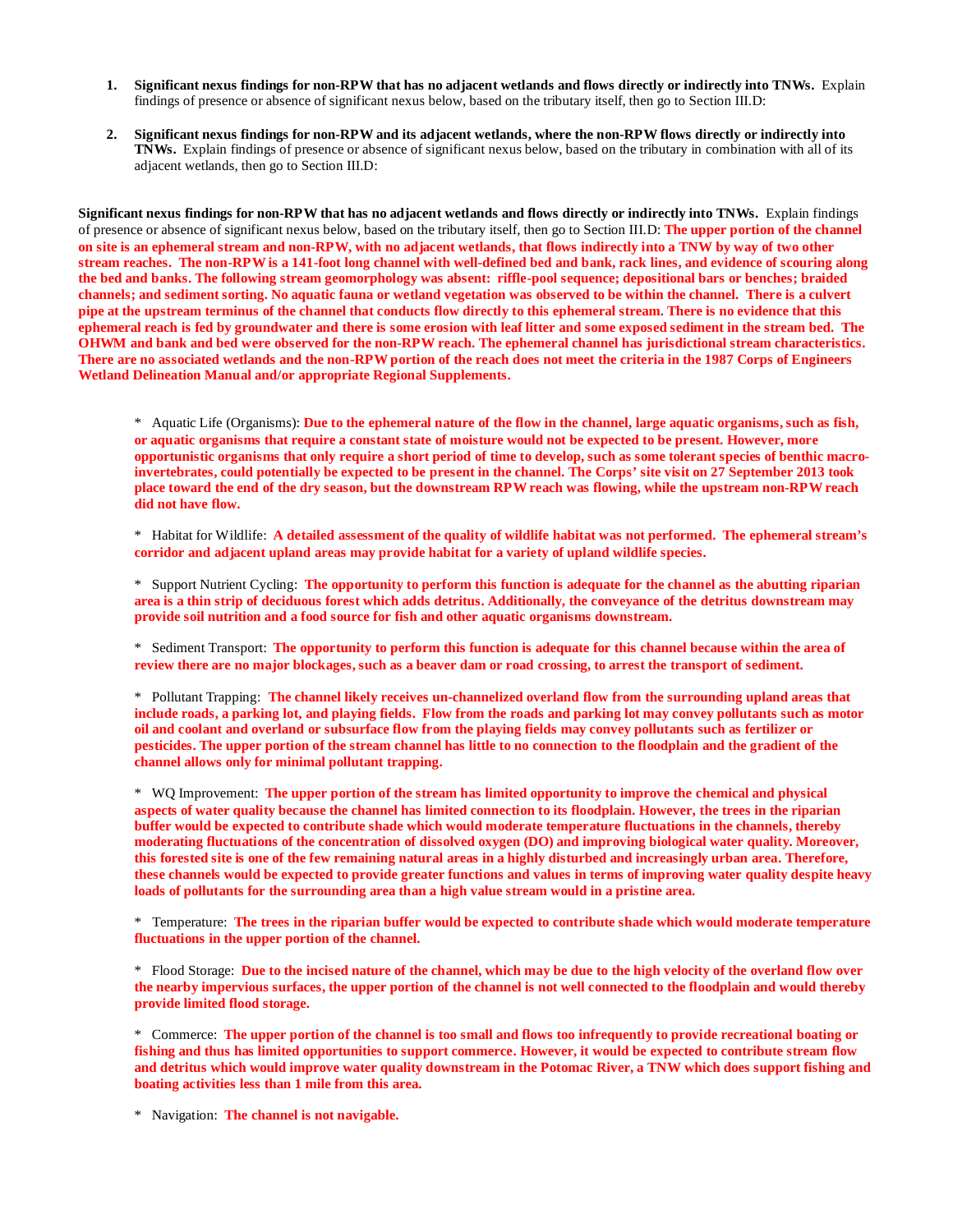1. **Significant nexus findings for non-RPW that has no adjacent wetlands and flows directly or indirectly into TNWs.** Explain findings of presence or absence of significant nexus below, based on the tributary itself, then go to Section III.D:

2. **Significant nexus findings for non-RPW and its adjacent wetlands, where the non-RPW flows directly or indirectly into TNWs.** Explain findings of presence or absence of significant nexus below, based on the tributary in combination with all of its adjacent wetlands, then go to Section III.D:

**Significant nexus findings for non-RPW that has no adjacent wetlands and flows directly or indirectly into TNWs.** Explain findings of presence or absence of significant nexus below, based on the tributary itself, then go to Section III.D: **The upper portion of the channel on site is an ephemeral stream and non-RPW, with no adjacent wetlands, that flows indirectly into a TNW by way of two other stream reaches. The non-RPW is a 141-foot long channel with well-defined bed and bank, rack lines, and evidence of scouring along the bed and banks. The following stream geomorphology was absent: riffle-pool sequence; depositional bars or benches; braided channels; and sediment sorting. No aquatic fauna or wetland vegetation was observed to be within the channel. There is a culvert pipe at the upstream terminus of the channel that conducts flow directly to this ephemeral stream. There is no evidence that this ephemeral reach is fed by groundwater and there is some erosion with leaf litter and some exposed sediment in the stream bed. The OHWM and bank and bed were observed for the non-RPW reach. The ephemeral channel has jurisdictional stream characteristics. There are no associated wetlands and the non-RPW portion of the reach does not meet the criteria in the 1987 Corps of Engineers Wetland Delineation Manual and/or appropriate Regional Supplements.**

- Aquatic Life (Organisms): **Due to the ephemeral nature of the flow in the channel, large aquatic organisms, such as fish, or aquatic organisms that require a constant state of moisture would not be expected to be present. However, more opportunistic organisms that only require a short period of time to develop, such as some tolerant species of benthic macro-invertebrates, could potentially be expected to be present in the channel. The Corps' site visit on 27 September 2013 took place toward the end of the dry season, but the downstream RPW reach was flowing, while the upstream non-RPW reach did not have flow.**

- Habitat for Wildlife: **A detailed assessment of the quality of wildlife habitat was not performed. The ephemeral stream's corridor and adjacent upland areas may provide habitat for a variety of upland wildlife species.**

- Support Nutrient Cycling: **The opportunity to perform this function is adequate for the channel as the abutting riparian area is a thin strip of deciduous forest which adds detritus. Additionally, the conveyance of the detritus downstream may provide soil nutrition and a food source for fish and other aquatic organisms downstream.**

- Sediment Transport: **The opportunity to perform this function is adequate for this channel because within the area of review there are no major blockages, such as a beaver dam or road crossing, to arrest the transport of sediment.**

- Pollutant Trapping: **The channel likely receives un-channelized overland flow from the surrounding upland areas that include roads, a parking lot, and playing fields. Flow from the roads and parking lot may convey pollutants such as motor oil and coolant and overland or subsurface flow from the playing fields may convey pollutants such as fertilizer or pesticides. The upper portion of the stream channel has little to no connection to the floodplain and the gradient of the channel allows only for minimal pollutant trapping.**

- WQ Improvement: **The upper portion of the stream has limited opportunity to improve the chemical and physical aspects of water quality because the channel has limited connection to its floodplain. However, the trees in the riparian buffer would be expected to contribute shade which would moderate temperature fluctuations in the channels, thereby moderating fluctuations of the concentration of dissolved oxygen (DO) and improving biological water quality. Moreover, this forested site is one of the few remaining natural areas in a highly disturbed and increasingly urban area. Therefore, these channels would be expected to provide greater functions and values in terms of improving water quality despite heavy loads of pollutants for the surrounding area than a high value stream would in a pristine area.**

- Temperature: **The trees in the riparian buffer would be expected to contribute shade which would moderate temperature fluctuations in the upper portion of the channel.**

- Flood Storage: **Due to the incised nature of the channel, which may be due to the high velocity of the overland flow over the nearby impervious surfaces, the upper portion of the channel is not well connected to the floodplain and would thereby provide limited flood storage.**

- Commerce: **The upper portion of the channel is too small and flows too infrequently to provide recreational boating or fishing and thus has limited opportunities to support commerce. However, it would be expected to contribute stream flow and detritus which would improve water quality downstream in the Potomac River, a TNW which does support fishing and boating activities less than 1 mile from this area.**

- Navigation: **The channel is not navigable.**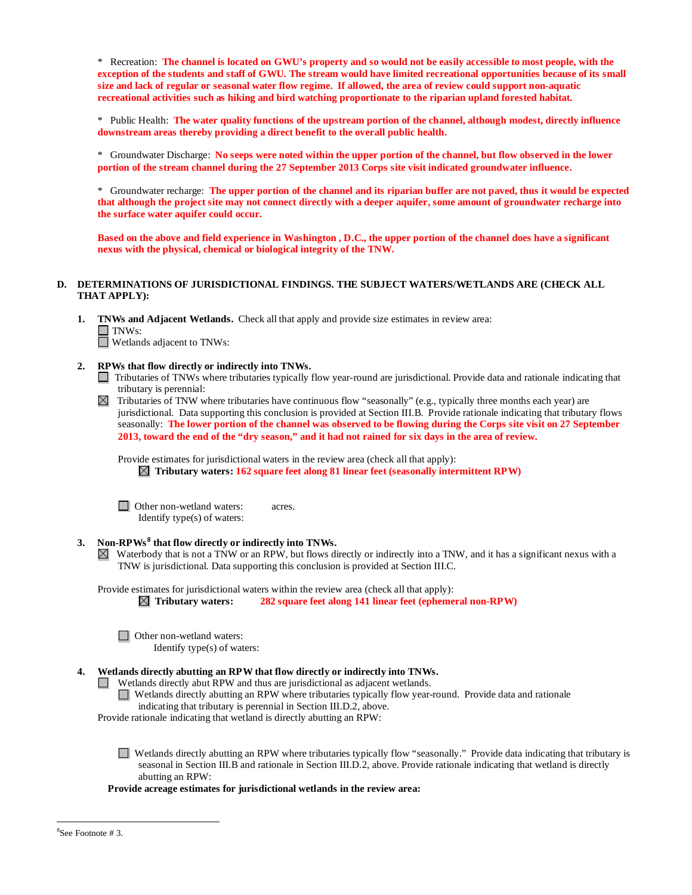* Recreation: **The channel is located on GWU's property and so would not be easily accessible to most people, with the exception of the students and staff of GWU. The stream would have limited recreational opportunities because of its small size and lack of regular or seasonal water flow regime. If allowed, the area of review could support non-aquatic recreational activities such as hiking and bird watching proportionate to the riparian upland forested habitat.**

* Public Health: **The water quality functions of the upstream portion of the channel, although modest, directly influence downstream areas thereby providing a direct benefit to the overall public health.**

* Groundwater Discharge: **No seeps were noted within the upper portion of the channel, but flow observed in the lower portion of the stream channel during the 27 September 2013 Corps site visit indicated groundwater influence.**

* Groundwater recharge: **The upper portion of the channel and its riparian buffer are not paved, thus it would be expected that although the project site may not connect directly with a deeper aquifer, some amount of groundwater recharge into the surface water aquifer could occur.**

**Based on the above and field experience in Washington , D.C., the upper portion of the channel does have a significant nexus with the physical, chemical or biological integrity of the TNW.**

## D. DETERMINATIONS OF JURISDICTIONAL FINDINGS. THE SUBJECT WATERS/WETLANDS ARE (CHECK ALL THAT APPLY):

**1. TNWs and Adjacent Wetlands.** Check all that apply and provide size estimates in review area:

☐ TNWs:
☐ Wetlands adjacent to TNWs:

**2. RPWs that flow directly or indirectly into TNWs.**

☐ Tributaries of TNWs where tributaries typically flow year-round are jurisdictional. Provide data and rationale indicating that tributary is perennial:

☒ Tributaries of TNW where tributaries have continuous flow "seasonally" (e.g., typically three months each year) are jurisdictional. Data supporting this conclusion is provided at Section III.B. Provide rationale indicating that tributary flows seasonally: **The lower portion of the channel was observed to be flowing during the Corps site visit on 27 September 2013, toward the end of the "dry season," and it had not rained for six days in the area of review.**

Provide estimates for jurisdictional waters in the review area (check all that apply):

☒ **Tributary waters: 162 square feet along 81 linear feet (seasonally intermittent RPW)**

☐ Other non-wetland waters: acres.
Identify type(s) of waters:

**3. Non-RPWs[8] that flow directly or indirectly into TNWs.**

☒ Waterbody that is not a TNW or an RPW, but flows directly or indirectly into a TNW, and it has a significant nexus with a TNW is jurisdictional. Data supporting this conclusion is provided at Section III.C.

Provide estimates for jurisdictional waters within the review area (check all that apply):

☒ **Tributary waters: 282 square feet along 141 linear feet (ephemeral non-RPW)**

☐ Other non-wetland waters:
Identify type(s) of waters:

**4. Wetlands directly abutting an RPW that flow directly or indirectly into TNWs.**

☐ Wetlands directly abut RPW and thus are jurisdictional as adjacent wetlands.

☐ Wetlands directly abutting an RPW where tributaries typically flow year-round. Provide data and rationale indicating that tributary is perennial in Section III.D.2, above.

Provide rationale indicating that wetland is directly abutting an RPW:

☐ Wetlands directly abutting an RPW where tributaries typically flow "seasonally." Provide data indicating that tributary is seasonal in Section III.B and rationale in Section III.D.2, above. Provide rationale indicating that wetland is directly abutting an RPW:

**Provide acreage estimates for jurisdictional wetlands in the review area:**

---

[8] See Footnote # 3.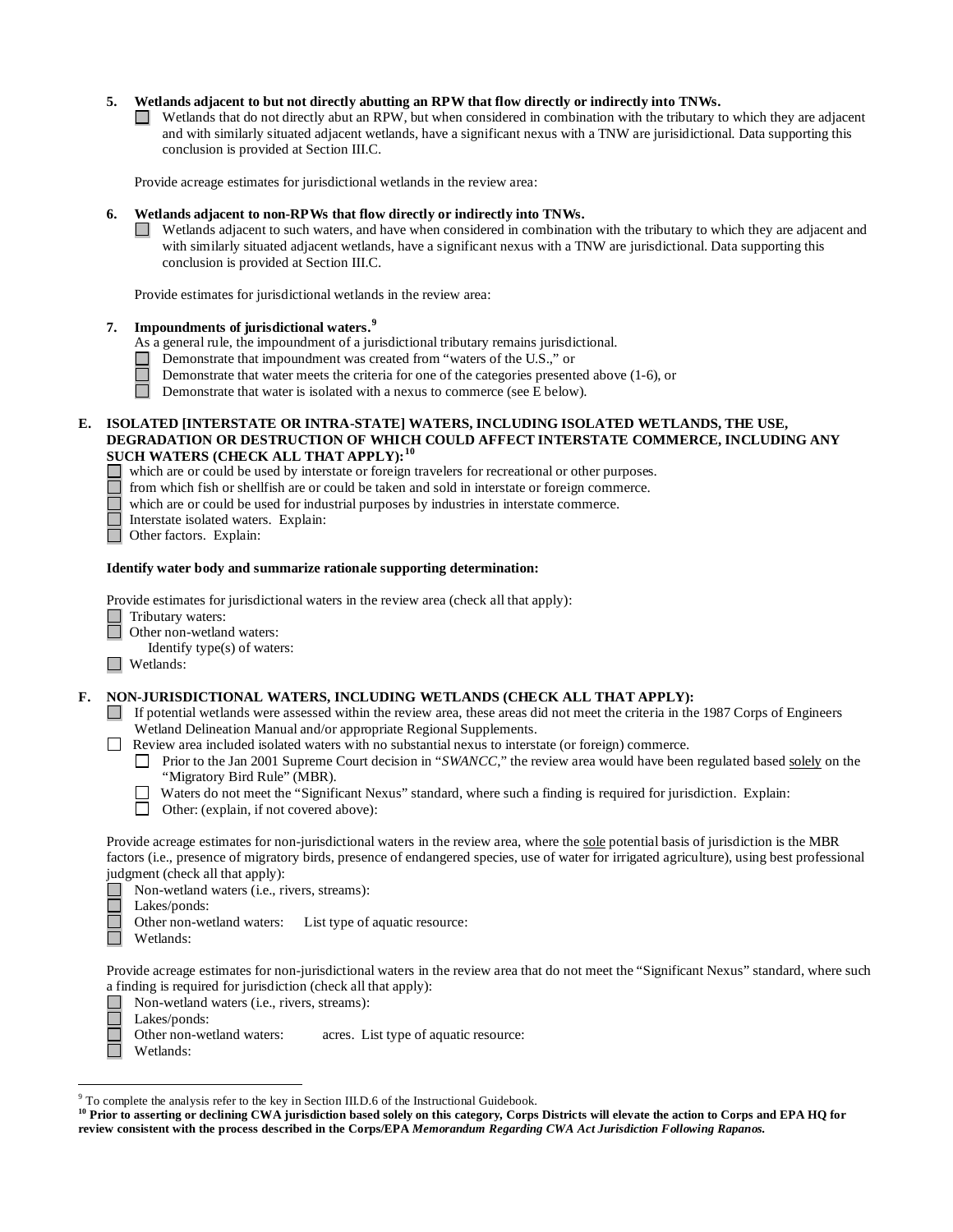**5. Wetlands adjacent to but not directly abutting an RPW that flow directly or indirectly into TNWs.**

☐ Wetlands that do not directly abut an RPW, but when considered in combination with the tributary to which they are adjacent and with similarly situated adjacent wetlands, have a significant nexus with a TNW are jurisdictional. Data supporting this conclusion is provided at Section III.C.

Provide acreage estimates for jurisdictional wetlands in the review area:

**6. Wetlands adjacent to non-RPWs that flow directly or indirectly into TNWs.**

☐ Wetlands adjacent to such waters, and have when considered in combination with the tributary to which they are adjacent and with similarly situated adjacent wetlands, have a significant nexus with a TNW are jurisdictional. Data supporting this conclusion is provided at Section III.C.

Provide estimates for jurisdictional wetlands in the review area:

**7. Impoundments of jurisdictional waters.**[9]

As a general rule, the impoundment of a jurisdictional tributary remains jurisdictional.

☐ Demonstrate that impoundment was created from "waters of the U.S.," or
☐ Demonstrate that water meets the criteria for one of the categories presented above (1-6), or
☐ Demonstrate that water is isolated with a nexus to commerce (see E below).

**E. ISOLATED [INTERSTATE OR INTRA-STATE] WATERS, INCLUDING ISOLATED WETLANDS, THE USE, DEGRADATION OR DESTRUCTION OF WHICH COULD AFFECT INTERSTATE COMMERCE, INCLUDING ANY SUCH WATERS (CHECK ALL THAT APPLY):**[10]

☐ which are or could be used by interstate or foreign travelers for recreational or other purposes.
☐ from which fish or shellfish are or could be taken and sold in interstate or foreign commerce.
☐ which are or could be used for industrial purposes by industries in interstate commerce.
☐ Interstate isolated waters. Explain:
☐ Other factors. Explain:

**Identify water body and summarize rationale supporting determination:**

Provide estimates for jurisdictional waters in the review area (check all that apply):

☐ Tributary waters:
☐ Other non-wetland waters:
  Identify type(s) of waters:
☐ Wetlands:

**F. NON-JURISDICTIONAL WATERS, INCLUDING WETLANDS (CHECK ALL THAT APPLY):**

☐ If potential wetlands were assessed within the review area, these areas did not meet the criteria in the 1987 Corps of Engineers Wetland Delineation Manual and/or appropriate Regional Supplements.
☐ Review area included isolated waters with no substantial nexus to interstate (or foreign) commerce.
  ☐ Prior to the Jan 2001 Supreme Court decision in "*SWANCC*," the review area would have been regulated based solely on the "Migratory Bird Rule" (MBR).
  ☐ Waters do not meet the "Significant Nexus" standard, where such a finding is required for jurisdiction. Explain:
  ☐ Other: (explain, if not covered above):

Provide acreage estimates for non-jurisdictional waters in the review area, where the sole potential basis of jurisdiction is the MBR factors (i.e., presence of migratory birds, presence of endangered species, use of water for irrigated agriculture), using best professional judgment (check all that apply):

☐ Non-wetland waters (i.e., rivers, streams):
☐ Lakes/ponds:
☐ Other non-wetland waters: List type of aquatic resource:
☐ Wetlands:

Provide acreage estimates for non-jurisdictional waters in the review area that do not meet the "Significant Nexus" standard, where such a finding is required for jurisdiction (check all that apply):

☐ Non-wetland waters (i.e., rivers, streams):
☐ Lakes/ponds:
☐ Other non-wetland waters: acres. List type of aquatic resource:
☐ Wetlands:

---

[9] To complete the analysis refer to the key in Section III.D.6 of the Instructional Guidebook.

**[10] Prior to asserting or declining CWA jurisdiction based solely on this category, Corps Districts will elevate the action to Corps and EPA HQ for review consistent with the process described in the Corps/EPA *Memorandum Regarding CWA Act Jurisdiction Following Rapanos.***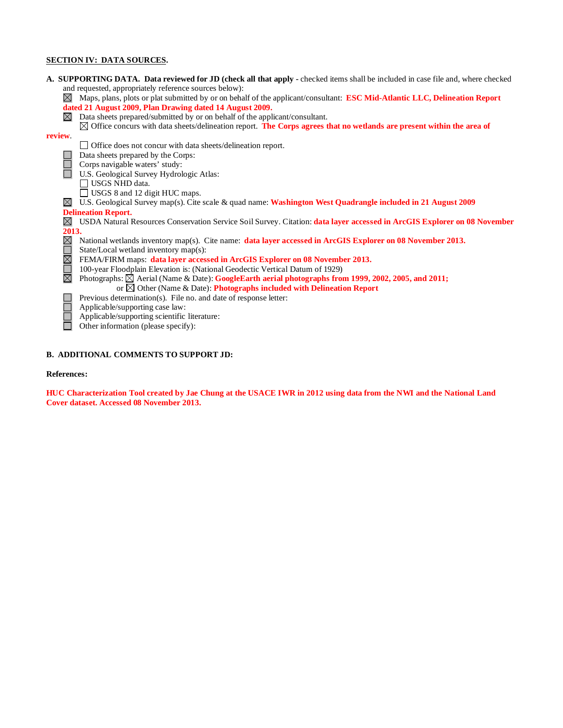**SECTION IV: DATA SOURCES.**

**A. SUPPORTING DATA. Data reviewed for JD (check all that apply** - checked items shall be included in case file and, where checked and requested, appropriately reference sources below):

- ☒ Maps, plans, plots or plat submitted by or on behalf of the applicant/consultant: **ESC Mid-Atlantic LLC, Delineation Report dated 21 August 2009, Plan Drawing dated 14 August 2009.**
- ☒ Data sheets prepared/submitted by or on behalf of the applicant/consultant.
  - ☒ Office concurs with data sheets/delineation report. **The Corps agrees that no wetlands are present within the area of review**.
  - ☐ Office does not concur with data sheets/delineation report.
- ☐ Data sheets prepared by the Corps:
- ☐ Corps navigable waters' study:
- ☐ U.S. Geological Survey Hydrologic Atlas:
  - ☐ USGS NHD data.
  - ☐ USGS 8 and 12 digit HUC maps.
- ☒ U.S. Geological Survey map(s). Cite scale & quad name: **Washington West Quadrangle included in 21 August 2009 Delineation Report.**
- ☒ USDA Natural Resources Conservation Service Soil Survey. Citation: **data layer accessed in ArcGIS Explorer on 08 November 2013.**
- ☒ National wetlands inventory map(s). Cite name: **data layer accessed in ArcGIS Explorer on 08 November 2013.**
- ☐ State/Local wetland inventory map(s):
- ☒ FEMA/FIRM maps: **data layer accessed in ArcGIS Explorer on 08 November 2013.**
- ☐ 100-year Floodplain Elevation is: (National Geodectic Vertical Datum of 1929)
- ☒ Photographs: ☒ Aerial (Name & Date): **GoogleEarth aerial photographs from 1999, 2002, 2005, and 2011;**
  or ☒ Other (Name & Date): **Photographs included with Delineation Report**
- ☐ Previous determination(s). File no. and date of response letter:
- ☐ Applicable/supporting case law:
- ☐ Applicable/supporting scientific literature:
- ☐ Other information (please specify):

**B. ADDITIONAL COMMENTS TO SUPPORT JD:**

**References:**

**HUC Characterization Tool created by Jae Chung at the USACE IWR in 2012 using data from the NWI and the National Land Cover dataset. Accessed 08 November 2013.**